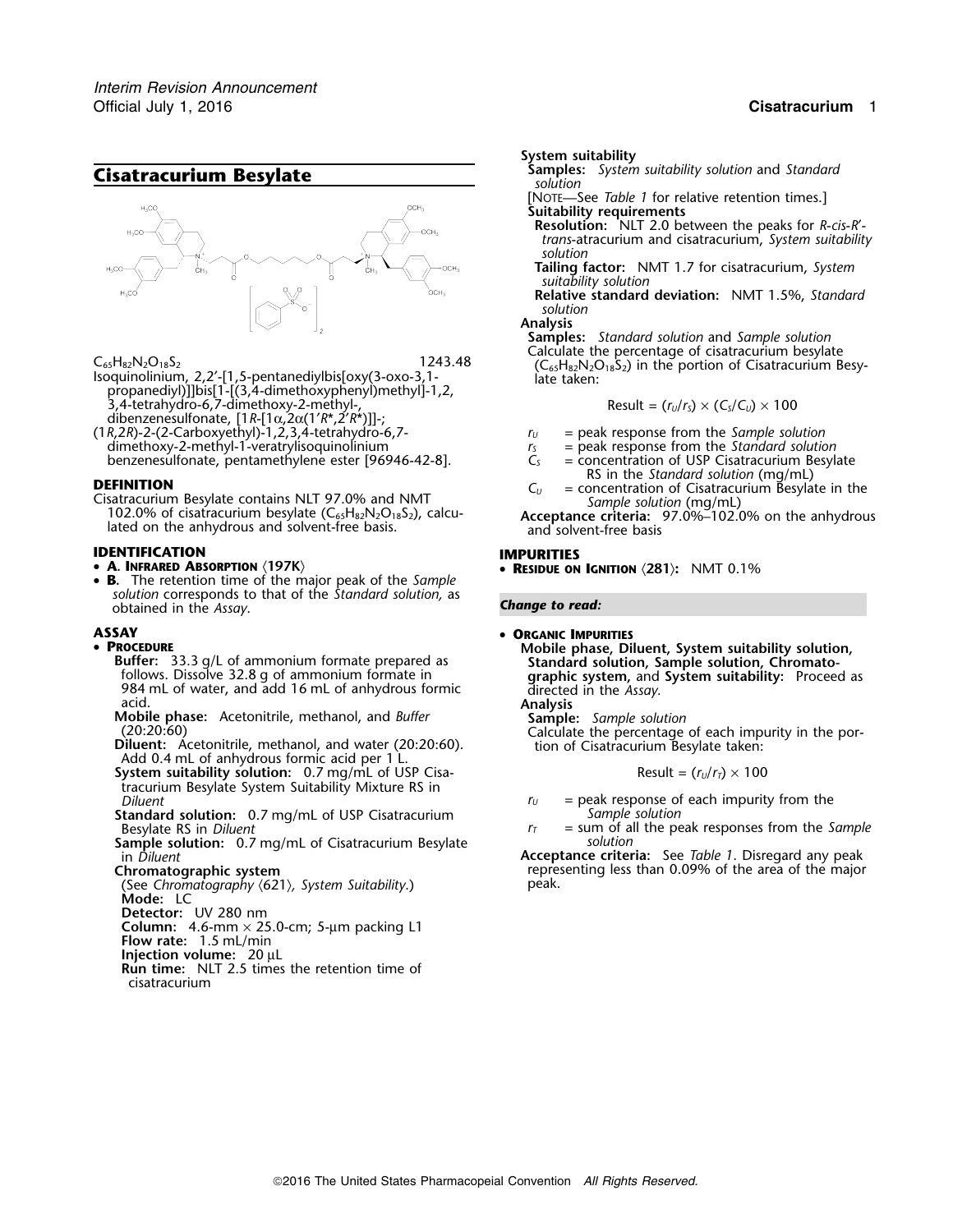# Cisatracurium Besylate

$C_{65}H_{82}N_2O_{18}S_2$ 1243.48

Isoquinolinium, 2,2′-[1,5-pentanediylbis[oxy(3-oxo-3,1-propanediyl)]]bis[1-[(3,4-dimethoxyphenyl)methyl]-1,2,3,4-tetrahydro-6,7-dimethoxy-2-methyl-, dibenzenesulfonate, [1*R*-[1α,2α(1′*R**,2′*R**)]]-;

(1*R*,2*R*)-2-(2-Carboxyethyl)-1,2,3,4-tetrahydro-6,7-dimethoxy-2-methyl-1-veratrylisoquinolinium benzenesulfonate, pentamethylene ester [96946-42-8].

## DEFINITION

Cisatracurium Besylate contains NLT 97.0% and NMT 102.0% of cisatracurium besylate ($C_{65}H_{82}N_2O_{18}S_2$), calculated on the anhydrous and solvent-free basis.

## IDENTIFICATION

- **A. Infrared Absorption** 〈197K〉
- **B.** The retention time of the major peak of the *Sample solution* corresponds to that of the *Standard solution,* as obtained in the *Assay*.

## ASSAY

- **Procedure**

**Buffer:** 33.3 g/L of ammonium formate prepared as follows. Dissolve 32.8 g of ammonium formate in 984 mL of water, and add 16 mL of anhydrous formic acid.

**Mobile phase:** Acetonitrile, methanol, and *Buffer* (20:20:60)

**Diluent:** Acetonitrile, methanol, and water (20:20:60). Add 0.4 mL of anhydrous formic acid per 1 L.

**System suitability solution:** 0.7 mg/mL of USP Cisatracurium Besylate System Suitability Mixture RS in *Diluent*

**Standard solution:** 0.7 mg/mL of USP Cisatracurium Besylate RS in *Diluent*

**Sample solution:** 0.7 mg/mL of Cisatracurium Besylate in *Diluent*

**Chromatographic system**

(See *Chromatography* 〈621〉*, System Suitability.*)

**Mode:** LC

**Detector:** UV 280 nm

**Column:** 4.6-mm × 25.0-cm; 5-µm packing L1

**Flow rate:** 1.5 mL/min

**Injection volume:** 20 µL

**Run time:** NLT 2.5 times the retention time of cisatracurium

**System suitability**

**Samples:** *System suitability solution* and *Standard solution*

[Note—See *Table 1* for relative retention times.]

**Suitability requirements**

**Resolution:** NLT 2.0 between the peaks for *R-cis-R′-trans*-atracurium and cisatracurium, *System suitability solution*

**Tailing factor:** NMT 1.7 for cisatracurium, *System suitability solution*

**Relative standard deviation:** NMT 1.5%, *Standard solution*

**Analysis**

**Samples:** *Standard solution* and *Sample solution*

Calculate the percentage of cisatracurium besylate ($C_{65}H_{82}N_2O_{18}S_2$) in the portion of Cisatracurium Besylate taken:

$$\text{Result} = (r_U/r_S) \times (C_S/C_U) \times 100$$

$r_U$ = peak response from the *Sample solution*

$r_S$ = peak response from the *Standard solution*

$C_S$ = concentration of USP Cisatracurium Besylate RS in the *Standard solution* (mg/mL)

$C_U$ = concentration of Cisatracurium Besylate in the *Sample solution* (mg/mL)

**Acceptance criteria:** 97.0%–102.0% on the anhydrous and solvent-free basis

## IMPURITIES

- **Residue on Ignition** 〈281〉**:** NMT 0.1%

*Change to read:*

- **Organic Impurities**

**Mobile phase, Diluent, System suitability solution, Standard solution, Sample solution, Chromatographic system,** and **System suitability:** Proceed as directed in the *Assay.*

**Analysis**

**Sample:** *Sample solution*

Calculate the percentage of each impurity in the portion of Cisatracurium Besylate taken:

$$\text{Result} = (r_U/r_T) \times 100$$

$r_U$ = peak response of each impurity from the *Sample solution*

$r_T$ = sum of all the peak responses from the *Sample solution*

**Acceptance criteria:** See *Table 1*. Disregard any peak representing less than 0.09% of the area of the major peak.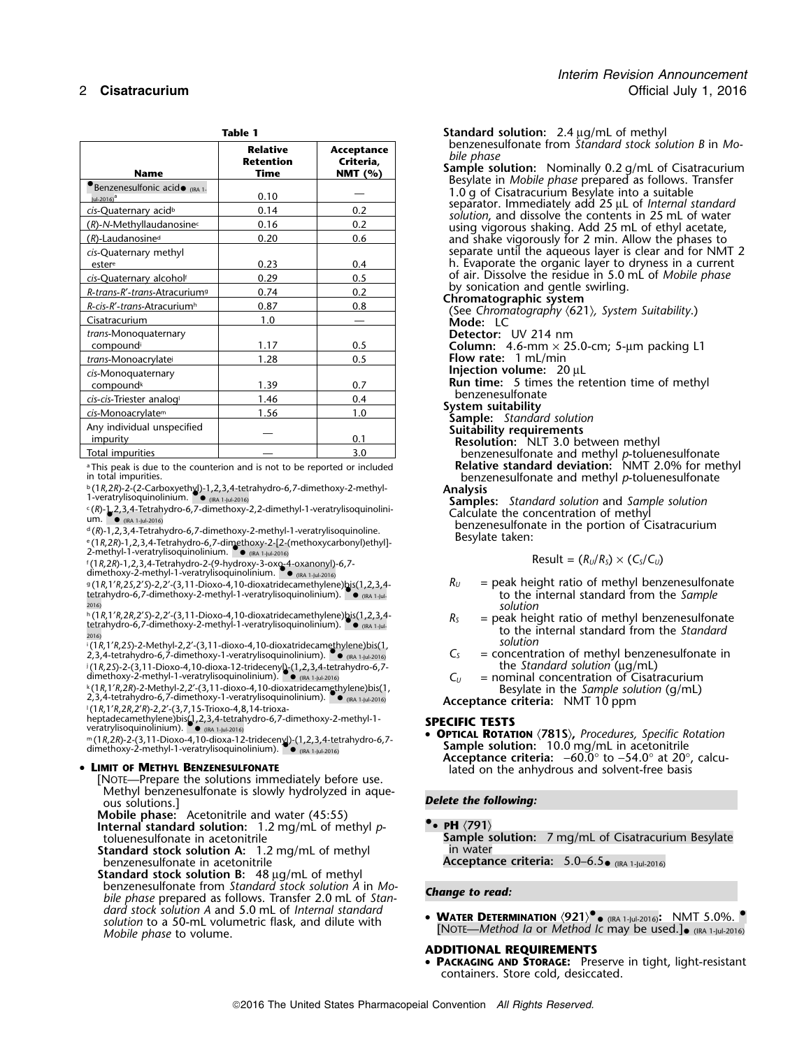**Table 1**

| Name | Relative Retention Time | Acceptance Criteria, NMT (%) |
|---|---|---|
| ●Benzenesulfonic acid● (IRA 1-Jul-2016)[a] | 0.10 | — |
| *cis*-Quaternary acid[b] | 0.14 | 0.2 |
| (*R*)-*N*-Methyllaudanosine[c] | 0.16 | 0.2 |
| (*R*)-Laudanosine[d] | 0.20 | 0.6 |
| *cis*-Quaternary methyl ester[e] | 0.23 | 0.4 |
| *cis*-Quaternary alcohol[f] | 0.29 | 0.5 |
| *R-trans-R′-trans*-Atracurium[g] | 0.74 | 0.2 |
| *R-cis-R′-trans*-Atracurium[h] | 0.87 | 0.8 |
| Cisatracurium | 1.0 | — |
| *trans*-Monoquaternary compound[i] | 1.17 | 0.5 |
| *trans*-Monoacrylate[j] | 1.28 | 0.5 |
| *cis*-Monoquaternary compound[k] | 1.39 | 0.7 |
| *cis-cis*-Triester analog[l] | 1.46 | 0.4 |
| *cis*-Monoacrylate[m] | 1.56 | 1.0 |
| Any individual unspecified impurity | — | 0.1 |
| Total impurities | — | 3.0 |

[a] This peak is due to the counterion and is not to be reported or included in total impurities.

[b] (1*R*,2*R*)-2-(2-Carboxyethyl)-1,2,3,4-tetrahydro-6,7-dimethoxy-2-methyl-1-veratrylisoquinolinium. ● (IRA 1-Jul-2016)

[c] (*R*)-1,2,3,4-Tetrahydro-6,7-dimethoxy-2,2-dimethyl-1-veratrylisoquinolinium. ● (IRA 1-Jul-2016)

[d] (*R*)-1,2,3,4-Tetrahydro-6,7-dimethoxy-2-methyl-1-veratrylisoquinoline.

[e] (1*R*,2*R*)-1,2,3,4-Tetrahydro-6,7-dimethoxy-2-[2-(methoxycarbonyl)ethyl]-2-methyl-1-veratrylisoquinolinium. ● (IRA 1-Jul-2016)

[f] (1*R*,2*R*)-1,2,3,4-Tetrahydro-2-(9-hydroxy-3-oxo-4-oxanonyl)-6,7-dimethoxy-2-methyl-1-veratrylisoquinolinium. ● (IRA 1-Jul-2016)

[g] (1*R*,1′*R*,2*S*,2′*S*)-2,2′-(3,11-Dioxo-4,10-dioxatridecamethylene)bis(1,2,3,4-tetrahydro-6,7-dimethoxy-2-methyl-1-veratrylisoquinolinium). ● (IRA 1-Jul-2016)

[h] (1*R*,1′*R*,2*R*,2′*S*)-2,2′-(3,11-Dioxo-4,10-dioxatridecamethylene)bis(1,2,3,4-tetrahydro-6,7-dimethoxy-2-methyl-1-veratrylisoquinolinium). ● (IRA 1-Jul-2016)

[i] (1*R*,1′*R*,2*S*)-2-Methyl-2,2′-(3,11-dioxo-4,10-dioxatridecamethylene)bis(1,2,3,4-tetrahydro-6,7-dimethoxy-1-veratrylisoquinolinium). ● (IRA 1-Jul-2016)

[j] (1*R*,2*S*)-2-(3,11-Dioxo-4,10-dioxa-12-tridecenyl)-(1,2,3,4-tetrahydro-6,7-dimethoxy-2-methyl-1-veratrylisoquinolinium). ● (IRA 1-Jul-2016)

[k] (1*R*,1′*R*,2*R*)-2-Methyl-2,2′-(3,11-dioxo-4,10-dioxatridecamethylene)bis(1,2,3,4-tetrahydro-6,7-dimethoxy-1-veratrylisoquinolinium). ● (IRA 1-Jul-2016)

[l] (1*R*,1′*R*,2*R*,2′*R*)-2,2′-(3,7,15-Trioxo-4,8,14-trioxaheptadecamethylene)bis(1,2,3,4-tetrahydro-6,7-dimethoxy-2-methyl-1-veratrylisoquinolinium). ● (IRA 1-Jul-2016)

[m] (1*R*,2*R*)-2-(3,11-Dioxo-4,10-dioxa-12-tridecenyl)-(1,2,3,4-tetrahydro-6,7-dimethoxy-2-methyl-1-veratrylisoquinolinium). ● (IRA 1-Jul-2016)

- **LIMIT OF METHYL BENZENESULFONATE**

[NOTE—Prepare the solutions immediately before use. Methyl benzenesulfonate is slowly hydrolyzed in aqueous solutions.]

**Mobile phase:** Acetonitrile and water (45:55)

**Internal standard solution:** 1.2 mg/mL of methyl *p*-toluenesulfonate in acetonitrile

**Standard stock solution A:** 1.2 mg/mL of methyl benzenesulfonate in acetonitrile

**Standard stock solution B:** 48 µg/mL of methyl benzenesulfonate from *Standard stock solution A* in *Mobile phase* prepared as follows. Transfer 2.0 mL of *Standard stock solution A* and 5.0 mL of *Internal standard solution* to a 50-mL volumetric flask, and dilute with *Mobile phase* to volume.

**Standard solution:** 2.4 µg/mL of methyl benzenesulfonate from *Standard stock solution B* in *Mobile phase*

**Sample solution:** Nominally 0.2 g/mL of Cisatracurium Besylate in *Mobile phase* prepared as follows. Transfer 1.0 g of Cisatracurium Besylate into a suitable separator. Immediately add 25 µL of *Internal standard solution*, and dissolve the contents in 25 mL of water using vigorous shaking. Add 25 mL of ethyl acetate, and shake vigorously for 2 min. Allow the phases to separate until the aqueous layer is clear and for NMT 2 h. Evaporate the organic layer to dryness in a current of air. Dissolve the residue in 5.0 mL of *Mobile phase* by sonication and gentle swirling.

**Chromatographic system**

(See *Chromatography* ⟨621⟩, *System Suitability*.)

**Mode:** LC

**Detector:** UV 214 nm

**Column:** 4.6-mm × 25.0-cm; 5-µm packing L1

**Flow rate:** 1 mL/min

**Injection volume:** 20 µL

**Run time:** 5 times the retention time of methyl benzenesulfonate

**System suitability**

**Sample:** *Standard solution*

**Suitability requirements**

**Resolution:** NLT 3.0 between methyl benzenesulfonate and methyl *p*-toluenesulfonate

**Relative standard deviation:** NMT 2.0% for methyl benzenesulfonate and methyl *p*-toluenesulfonate

**Analysis**

**Samples:** *Standard solution* and *Sample solution*

Calculate the concentration of methyl benzenesulfonate in the portion of Cisatracurium Besylate taken:

$$\text{Result} = (R_U/R_S) \times (C_S/C_U)$$

$R_U$ = peak height ratio of methyl benzenesulfonate to the internal standard from the *Sample solution*

$R_S$ = peak height ratio of methyl benzenesulfonate to the internal standard from the *Standard solution*

$C_S$ = concentration of methyl benzenesulfonate in the *Standard solution* (µg/mL)

$C_U$ = nominal concentration of Cisatracurium Besylate in the *Sample solution* (g/mL)

**Acceptance criteria:** NMT 10 ppm

## SPECIFIC TESTS

- **OPTICAL ROTATION ⟨781S⟩,** *Procedures, Specific Rotation*

**Sample solution:** 10.0 mg/mL in acetonitrile

**Acceptance criteria:** −60.0° to −54.0° at 20°, calculated on the anhydrous and solvent-free basis

*Delete the following:*

●● **PH ⟨791⟩**

**Sample solution:** 7 mg/mL of Cisatracurium Besylate in water

**Acceptance criteria:** 5.0–6.5● (IRA 1-Jul-2016)

*Change to read:*

- **WATER DETERMINATION ⟨921⟩●● (IRA 1-Jul-2016):** NMT 5.0%. ● [NOTE—*Method Ia* or *Method Ic* may be used.]● (IRA 1-Jul-2016)

## ADDITIONAL REQUIREMENTS

- **PACKAGING AND STORAGE:** Preserve in tight, light-resistant containers. Store cold, desiccated.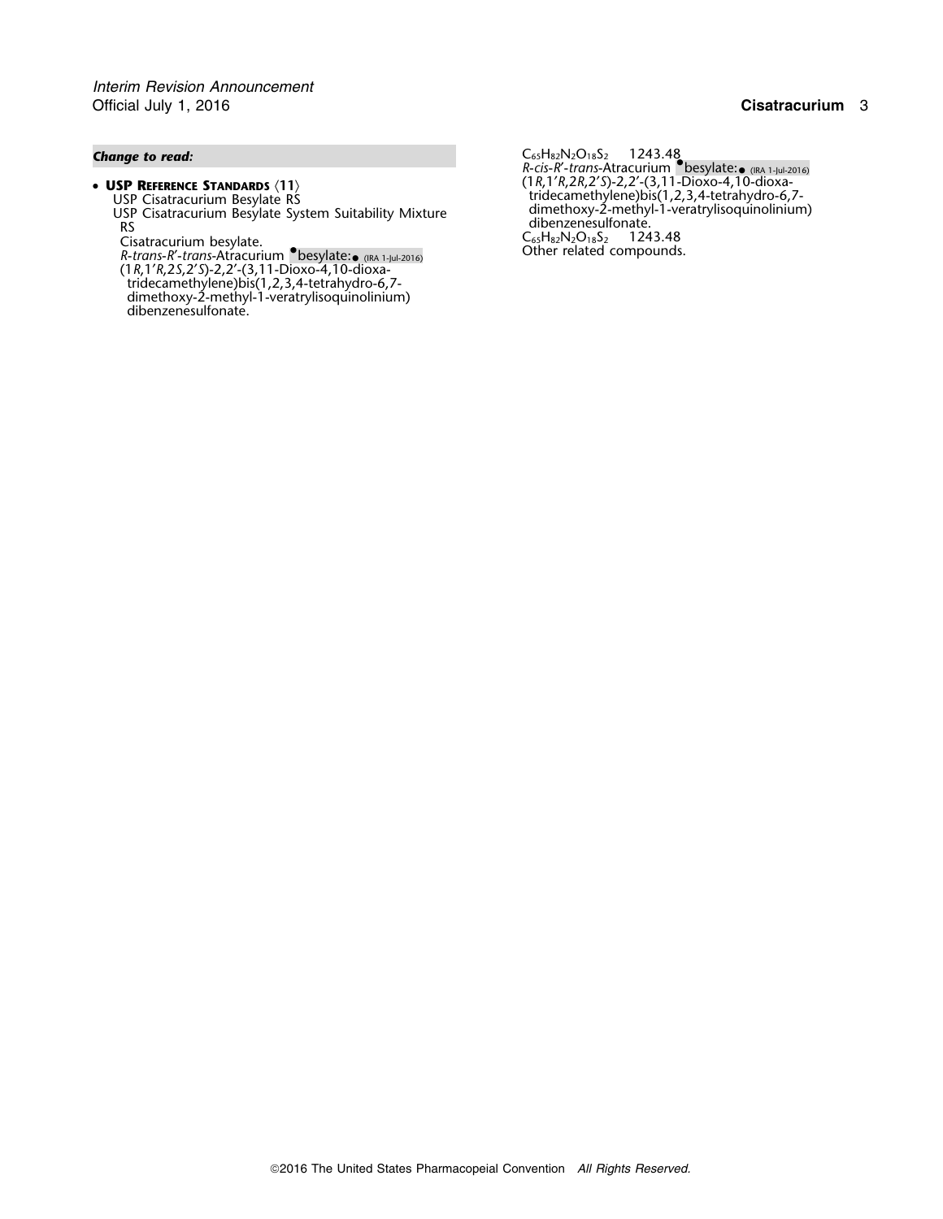***Change to read:***

- **USP Reference Standards** ⟨11⟩

  USP Cisatracurium Besylate RS

  USP Cisatracurium Besylate System Suitability Mixture RS

  Cisatracurium besylate.

  *R-trans-R′-trans*-Atracurium •besylate:• (IRA 1-Jul-2016)

  (1*R*,1′*R*,2*S*,2′*S*)-2,2′-(3,11-Dioxo-4,10-dioxatridecamethylene)bis(1,2,3,4-tetrahydro-6,7-dimethoxy-2-methyl-1-veratrylisoquinolinium) dibenzenesulfonate.

  $C_{65}H_{82}N_2O_{18}S_2$ 1243.48

  *R-cis-R′-trans*-Atracurium •besylate:• (IRA 1-Jul-2016)

  (1*R*,1′*R*,2*R*,2′*S*)-2,2′-(3,11-Dioxo-4,10-dioxatridecamethylene)bis(1,2,3,4-tetrahydro-6,7-dimethoxy-2-methyl-1-veratrylisoquinolinium) dibenzenesulfonate.

  $C_{65}H_{82}N_2O_{18}S_2$ 1243.48

  Other related compounds.